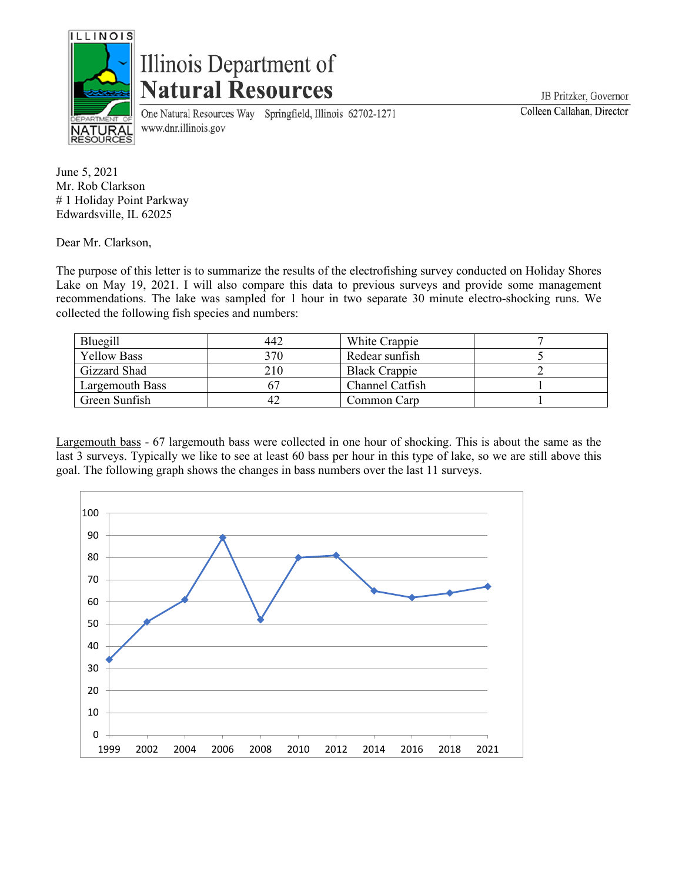# Illinois Department of Natural Resources

One Natural Resources Way Springfield, Illinois 62702-1271
www.dnr.illinois.gov

JB Pritzker, Governor
Colleen Callahan, Director

June 5, 2021
Mr. Rob Clarkson
# 1 Holiday Point Parkway
Edwardsville, IL 62025

Dear Mr. Clarkson,

The purpose of this letter is to summarize the results of the electrofishing survey conducted on Holiday Shores Lake on May 19, 2021. I will also compare this data to previous surveys and provide some management recommendations. The lake was sampled for 1 hour in two separate 30 minute electro-shocking runs. We collected the following fish species and numbers:

| | | | |
|---|---|---|---|
| Bluegill | 442 | White Crappie | 7 |
| Yellow Bass | 370 | Redear sunfish | 5 |
| Gizzard Shad | 210 | Black Crappie | 2 |
| Largemouth Bass | 67 | Channel Catfish | 1 |
| Green Sunfish | 42 | Common Carp | 1 |

Largemouth bass - 67 largemouth bass were collected in one hour of shocking. This is about the same as the last 3 surveys. Typically we like to see at least 60 bass per hour in this type of lake, so we are still above this goal. The following graph shows the changes in bass numbers over the last 11 surveys.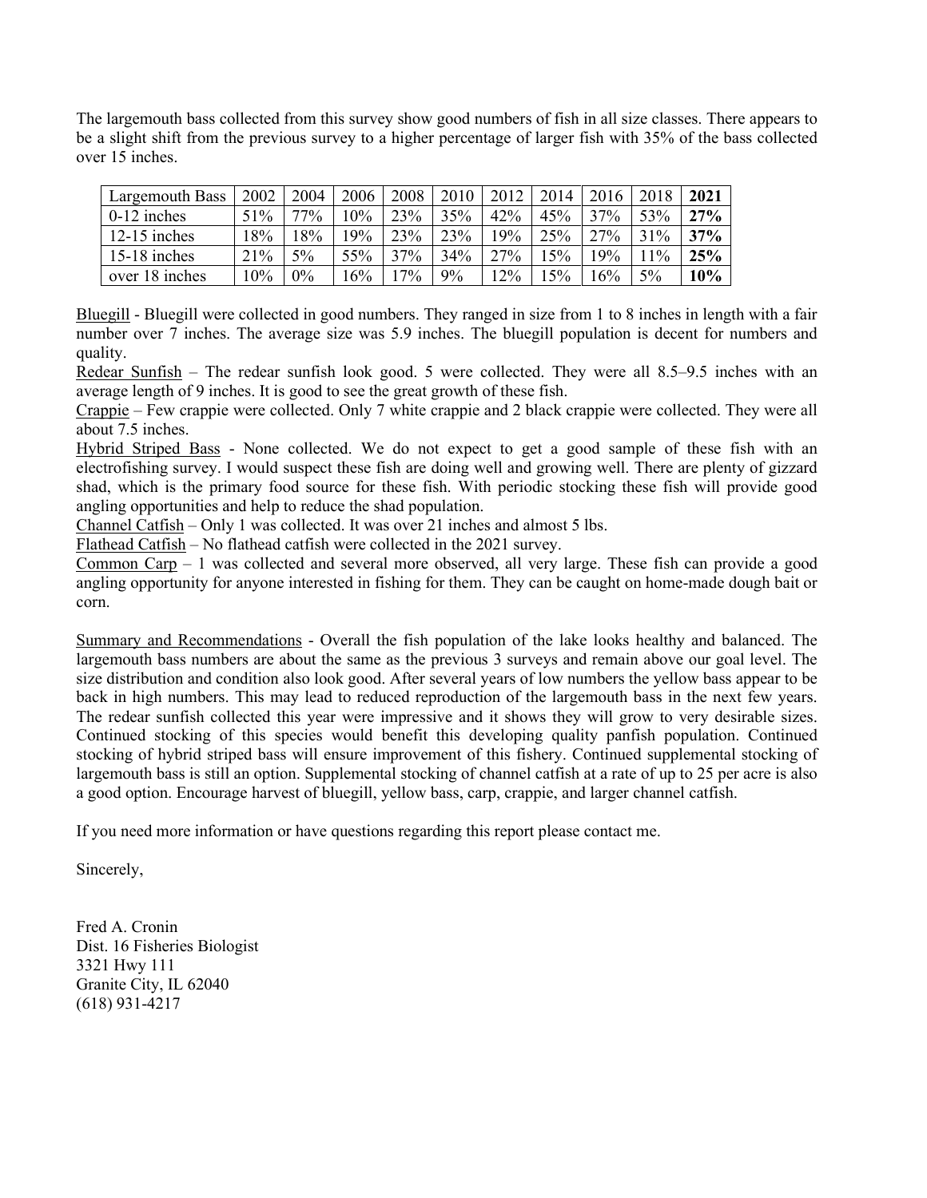The largemouth bass collected from this survey show good numbers of fish in all size classes. There appears to be a slight shift from the previous survey to a higher percentage of larger fish with 35% of the bass collected over 15 inches.

| Largemouth Bass | 2002 | 2004 | 2006 | 2008 | 2010 | 2012 | 2014 | 2016 | 2018 | **2021** |
|---|---|---|---|---|---|---|---|---|---|---|
| 0-12 inches | 51% | 77% | 10% | 23% | 35% | 42% | 45% | 37% | 53% | **27%** |
| 12-15 inches | 18% | 18% | 19% | 23% | 23% | 19% | 25% | 27% | 31% | **37%** |
| 15-18 inches | 21% | 5% | 55% | 37% | 34% | 27% | 15% | 19% | 11% | **25%** |
| over 18 inches | 10% | 0% | 16% | 17% | 9% | 12% | 15% | 16% | 5% | **10%** |

Bluegill - Bluegill were collected in good numbers. They ranged in size from 1 to 8 inches in length with a fair number over 7 inches. The average size was 5.9 inches. The bluegill population is decent for numbers and quality.

Redear Sunfish – The redear sunfish look good. 5 were collected. They were all 8.5–9.5 inches with an average length of 9 inches. It is good to see the great growth of these fish.

Crappie – Few crappie were collected. Only 7 white crappie and 2 black crappie were collected. They were all about 7.5 inches.

Hybrid Striped Bass - None collected. We do not expect to get a good sample of these fish with an electrofishing survey. I would suspect these fish are doing well and growing well. There are plenty of gizzard shad, which is the primary food source for these fish. With periodic stocking these fish will provide good angling opportunities and help to reduce the shad population.

Channel Catfish – Only 1 was collected. It was over 21 inches and almost 5 lbs.

Flathead Catfish – No flathead catfish were collected in the 2021 survey.

Common Carp – 1 was collected and several more observed, all very large. These fish can provide a good angling opportunity for anyone interested in fishing for them. They can be caught on home-made dough bait or corn.

Summary and Recommendations - Overall the fish population of the lake looks healthy and balanced. The largemouth bass numbers are about the same as the previous 3 surveys and remain above our goal level. The size distribution and condition also look good. After several years of low numbers the yellow bass appear to be back in high numbers. This may lead to reduced reproduction of the largemouth bass in the next few years. The redear sunfish collected this year were impressive and it shows they will grow to very desirable sizes. Continued stocking of this species would benefit this developing quality panfish population. Continued stocking of hybrid striped bass will ensure improvement of this fishery. Continued supplemental stocking of largemouth bass is still an option. Supplemental stocking of channel catfish at a rate of up to 25 per acre is also a good option. Encourage harvest of bluegill, yellow bass, carp, crappie, and larger channel catfish.

If you need more information or have questions regarding this report please contact me.

Sincerely,

Fred A. Cronin  
Dist. 16 Fisheries Biologist  
3321 Hwy 111  
Granite City, IL 62040  
(618) 931-4217